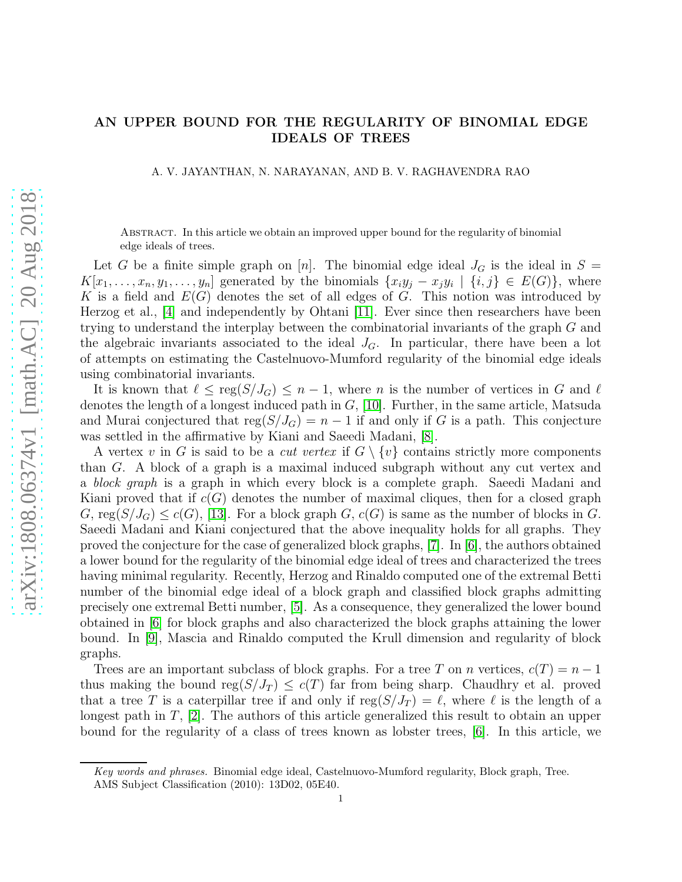# AN UPPER BOUND FOR THE REGULARITY OF BINOMIAL EDGE IDEALS OF TREES

A. V. JAYANTHAN, N. NARAYANAN, AND B. V. RAGHAVENDRA RAO

Abstract. In this article we obtain an improved upper bound for the regularity of binomial edge ideals of trees.

Let $G$ be a finite simple graph on $[n]$. The binomial edge ideal $J_G$ is the ideal in $S = K[x_1, \ldots, x_n, y_1, \ldots, y_n]$ generated by the binomials $\{x_i y_j - x_j y_i \mid \{i, j\} \in E(G)\}$, where $K$ is a field and $E(G)$ denotes the set of all edges of $G$. This notion was introduced by Herzog et al., [4] and independently by Ohtani [11]. Ever since then researchers have been trying to understand the interplay between the combinatorial invariants of the graph $G$ and the algebraic invariants associated to the ideal $J_G$. In particular, there have been a lot of attempts on estimating the Castelnuovo-Mumford regularity of the binomial edge ideals using combinatorial invariants.

It is known that $\ell \leq \operatorname{reg}(S/J_G) \leq n - 1$, where $n$ is the number of vertices in $G$ and $\ell$ denotes the length of a longest induced path in $G$, [10]. Further, in the same article, Matsuda and Murai conjectured that $\operatorname{reg}(S/J_G) = n - 1$ if and only if $G$ is a path. This conjecture was settled in the affirmative by Kiani and Saeedi Madani, [8].

A vertex $v$ in $G$ is said to be a *cut vertex* if $G \setminus \{v\}$ contains strictly more components than $G$. A block of a graph is a maximal induced subgraph without any cut vertex and a *block graph* is a graph in which every block is a complete graph. Saeedi Madani and Kiani proved that if $c(G)$ denotes the number of maximal cliques, then for a closed graph $G$, $\operatorname{reg}(S/J_G) \leq c(G)$, [13]. For a block graph $G$, $c(G)$ is same as the number of blocks in $G$. Saeedi Madani and Kiani conjectured that the above inequality holds for all graphs. They proved the conjecture for the case of generalized block graphs, [7]. In [6], the authors obtained a lower bound for the regularity of the binomial edge ideal of trees and characterized the trees having minimal regularity. Recently, Herzog and Rinaldo computed one of the extremal Betti number of the binomial edge ideal of a block graph and classified block graphs admitting precisely one extremal Betti number, [5]. As a consequence, they generalized the lower bound obtained in [6] for block graphs and also characterized the block graphs attaining the lower bound. In [9], Mascia and Rinaldo computed the Krull dimension and regularity of block graphs.

Trees are an important subclass of block graphs. For a tree $T$ on $n$ vertices, $c(T) = n - 1$ thus making the bound $\operatorname{reg}(S/J_T) \leq c(T)$ far from being sharp. Chaudhry et al. proved that a tree $T$ is a caterpillar tree if and only if $\operatorname{reg}(S/J_T) = \ell$, where $\ell$ is the length of a longest path in $T$, [2]. The authors of this article generalized this result to obtain an upper bound for the regularity of a class of trees known as lobster trees, [6]. In this article, we

*Key words and phrases.* Binomial edge ideal, Castelnuovo-Mumford regularity, Block graph, Tree.
AMS Subject Classification (2010): 13D02, 05E40.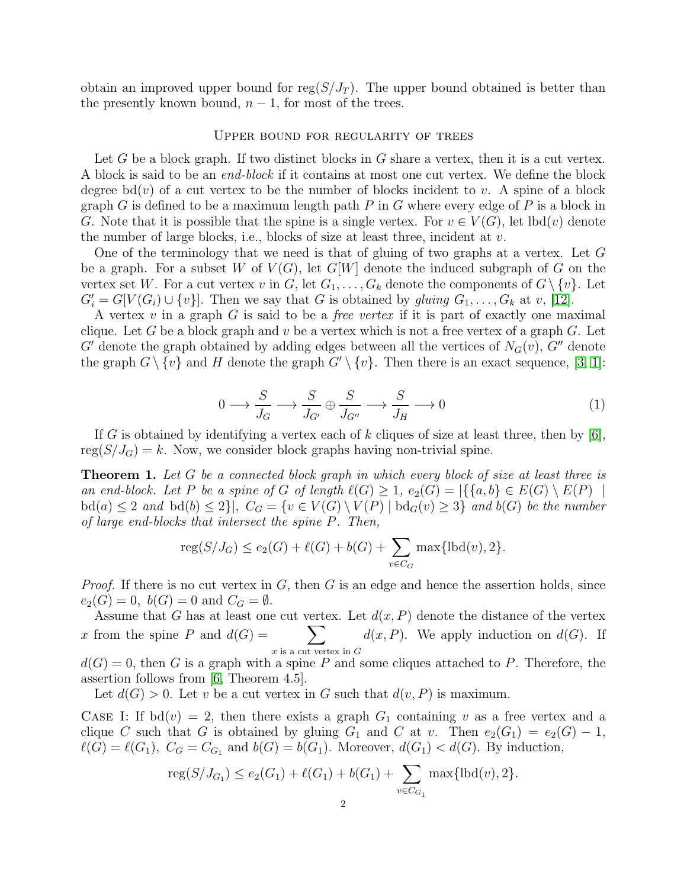obtain an improved upper bound for $\operatorname{reg}(S/J_T)$. The upper bound obtained is better than the presently known bound, $n-1$, for most of the trees.

## Upper bound for regularity of trees

Let $G$ be a block graph. If two distinct blocks in $G$ share a vertex, then it is a cut vertex. A block is said to be an *end-block* if it contains at most one cut vertex. We define the block degree $\operatorname{bd}(v)$ of a cut vertex to be the number of blocks incident to $v$. A spine of a block graph $G$ is defined to be a maximum length path $P$ in $G$ where every edge of $P$ is a block in $G$. Note that it is possible that the spine is a single vertex. For $v \in V(G)$, let $\operatorname{lbd}(v)$ denote the number of large blocks, i.e., blocks of size at least three, incident at $v$.

One of the terminology that we need is that of gluing of two graphs at a vertex. Let $G$ be a graph. For a subset $W$ of $V(G)$, let $G[W]$ denote the induced subgraph of $G$ on the vertex set $W$. For a cut vertex $v$ in $G$, let $G_1, \ldots, G_k$ denote the components of $G \setminus \{v\}$. Let $G_i' = G[V(G_i) \cup \{v\}]$. Then we say that $G$ is obtained by *gluing* $G_1, \ldots, G_k$ at $v$, [12].

A vertex $v$ in a graph $G$ is said to be a *free vertex* if it is part of exactly one maximal clique. Let $G$ be a block graph and $v$ be a vertex which is not a free vertex of a graph $G$. Let $G'$ denote the graph obtained by adding edges between all the vertices of $N_G(v)$, $G''$ denote the graph $G \setminus \{v\}$ and $H$ denote the graph $G' \setminus \{v\}$. Then there is an exact sequence, [3, 1]:

$$0 \longrightarrow \frac{S}{J_G} \longrightarrow \frac{S}{J_{G'}} \oplus \frac{S}{J_{G''}} \longrightarrow \frac{S}{J_H} \longrightarrow 0 \tag{1}$$

If $G$ is obtained by identifying a vertex each of $k$ cliques of size at least three, then by [6], $\operatorname{reg}(S/J_G) = k$. Now, we consider block graphs having non-trivial spine.

**Theorem 1.** *Let $G$ be a connected block graph in which every block of size at least three is an end-block. Let $P$ be a spine of $G$ of length $\ell(G) \geq 1$, $e_2(G) = |\{\{a,b\} \in E(G) \setminus E(P) \mid \operatorname{bd}(a) \leq 2 \text{ and } \operatorname{bd}(b) \leq 2\}|$, $C_G = \{v \in V(G) \setminus V(P) \mid \operatorname{bd}_G(v) \geq 3\}$ and $b(G)$ be the number of large end-blocks that intersect the spine $P$. Then,*

$$\operatorname{reg}(S/J_G) \leq e_2(G) + \ell(G) + b(G) + \sum_{v \in C_G} \max\{\operatorname{lbd}(v), 2\}.$$

*Proof.* If there is no cut vertex in $G$, then $G$ is an edge and hence the assertion holds, since $e_2(G) = 0$, $b(G) = 0$ and $C_G = \emptyset$.

Assume that $G$ has at least one cut vertex. Let $d(x,P)$ denote the distance of the vertex $x$ from the spine $P$ and $d(G) = \sum_{x \text{ is a cut vertex in } G} d(x,P)$. We apply induction on $d(G)$. If $d(G) = 0$, then $G$ is a graph with a spine $P$ and some cliques attached to $P$. Therefore, the assertion follows from [6, Theorem 4.5].

Let $d(G) > 0$. Let $v$ be a cut vertex in $G$ such that $d(v,P)$ is maximum.

Case I: If $\operatorname{bd}(v) = 2$, then there exists a graph $G_1$ containing $v$ as a free vertex and a clique $C$ such that $G$ is obtained by gluing $G_1$ and $C$ at $v$. Then $e_2(G_1) = e_2(G) - 1$, $\ell(G) = \ell(G_1)$, $C_G = C_{G_1}$ and $b(G) = b(G_1)$. Moreover, $d(G_1) < d(G)$. By induction,

$$\operatorname{reg}(S/J_{G_1}) \leq e_2(G_1) + \ell(G_1) + b(G_1) + \sum_{v \in C_{G_1}} \max\{\operatorname{lbd}(v), 2\}.$$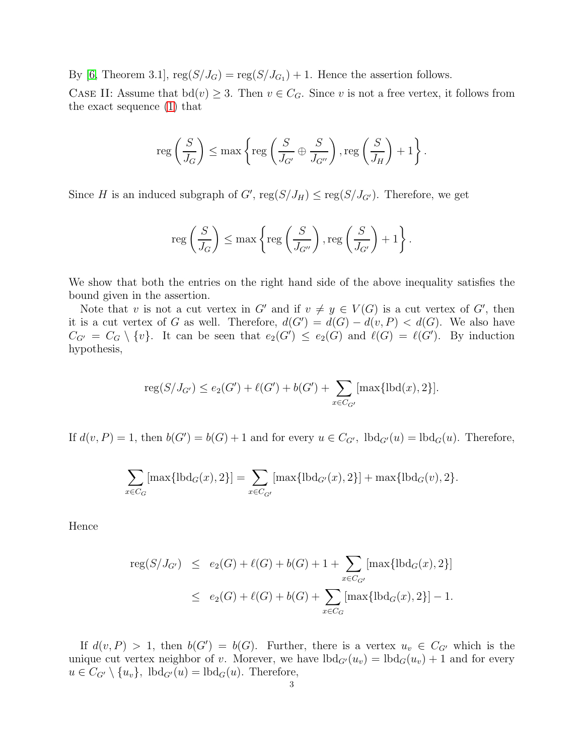By [6, Theorem 3.1], $\operatorname{reg}(S/J_G) = \operatorname{reg}(S/J_{G_1}) + 1$. Hence the assertion follows.

Case II: Assume that $\operatorname{bd}(v) \geq 3$. Then $v \in C_G$. Since $v$ is not a free vertex, it follows from the exact sequence (1) that

$$\operatorname{reg}\left(\frac{S}{J_G}\right) \leq \max\left\{\operatorname{reg}\left(\frac{S}{J_{G'}} \oplus \frac{S}{J_{G''}}\right), \operatorname{reg}\left(\frac{S}{J_H}\right) + 1\right\}.$$

Since $H$ is an induced subgraph of $G'$, $\operatorname{reg}(S/J_H) \leq \operatorname{reg}(S/J_{G'})$. Therefore, we get

$$\operatorname{reg}\left(\frac{S}{J_G}\right) \leq \max\left\{\operatorname{reg}\left(\frac{S}{J_{G''}}\right), \operatorname{reg}\left(\frac{S}{J_{G'}}\right) + 1\right\}.$$

We show that both the entries on the right hand side of the above inequality satisfies the bound given in the assertion.

Note that $v$ is not a cut vertex in $G'$ and if $v \neq y \in V(G)$ is a cut vertex of $G'$, then it is a cut vertex of $G$ as well. Therefore, $d(G') = d(G) - d(v, P) < d(G)$. We also have $C_{G'} = C_G \setminus \{v\}$. It can be seen that $e_2(G') \leq e_2(G)$ and $\ell(G) = \ell(G')$. By induction hypothesis,

$$\operatorname{reg}(S/J_{G'}) \leq e_2(G') + \ell(G') + b(G') + \sum_{x \in C_{G'}} [\max\{\operatorname{lbd}(x), 2\}].$$

If $d(v, P) = 1$, then $b(G') = b(G) + 1$ and for every $u \in C_{G'}$, $\operatorname{lbd}_{G'}(u) = \operatorname{lbd}_G(u)$. Therefore,

$$\sum_{x \in C_G} [\max\{\operatorname{lbd}_G(x), 2\}] = \sum_{x \in C_{G'}} [\max\{\operatorname{lbd}_{G'}(x), 2\}] + \max\{\operatorname{lbd}_G(v), 2\}.$$

Hence

$$\begin{aligned}
\operatorname{reg}(S/J_{G'}) &\leq e_2(G) + \ell(G) + b(G) + 1 + \sum_{x \in C_{G'}} [\max\{\operatorname{lbd}_G(x), 2\}] \\
&\leq e_2(G) + \ell(G) + b(G) + \sum_{x \in C_G} [\max\{\operatorname{lbd}_G(x), 2\}] - 1.
\end{aligned}$$

If $d(v, P) > 1$, then $b(G') = b(G)$. Further, there is a vertex $u_v \in C_{G'}$ which is the unique cut vertex neighbor of $v$. Morever, we have $\operatorname{lbd}_{G'}(u_v) = \operatorname{lbd}_G(u_v) + 1$ and for every $u \in C_{G'} \setminus \{u_v\}$, $\operatorname{lbd}_{G'}(u) = \operatorname{lbd}_G(u)$. Therefore,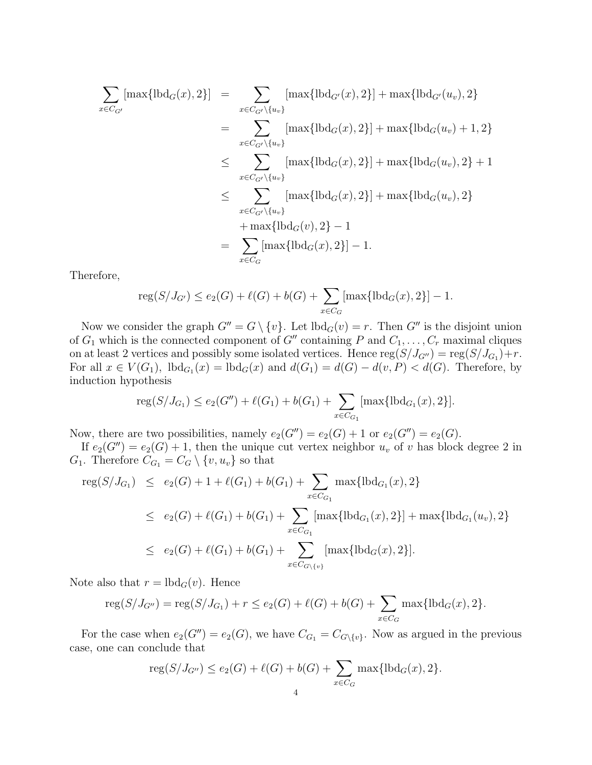$$
\begin{aligned}
\sum_{x \in C_{G'}} [\max\{\operatorname{lbd}_G(x), 2\}] &= \sum_{x \in C_{G'} \setminus \{u_v\}} [\max\{\operatorname{lbd}_{G'}(x), 2\}] + \max\{\operatorname{lbd}_{G'}(u_v), 2\} \\
&= \sum_{x \in C_{G'} \setminus \{u_v\}} [\max\{\operatorname{lbd}_G(x), 2\}] + \max\{\operatorname{lbd}_G(u_v) + 1, 2\} \\
&\leq \sum_{x \in C_{G'} \setminus \{u_v\}} [\max\{\operatorname{lbd}_G(x), 2\}] + \max\{\operatorname{lbd}_G(u_v), 2\} + 1 \\
&\leq \sum_{x \in C_{G'} \setminus \{u_v\}} [\max\{\operatorname{lbd}_G(x), 2\}] + \max\{\operatorname{lbd}_G(u_v), 2\} \\
&\quad + \max\{\operatorname{lbd}_G(v), 2\} - 1 \\
&= \sum_{x \in C_G} [\max\{\operatorname{lbd}_G(x), 2\}] - 1.
\end{aligned}
$$

Therefore,

$$
\operatorname{reg}(S/J_{G'}) \leq e_2(G) + \ell(G) + b(G) + \sum_{x \in C_G} [\max\{\operatorname{lbd}_G(x), 2\}] - 1.
$$

Now we consider the graph $G'' = G \setminus \{v\}$. Let $\operatorname{lbd}_G(v) = r$. Then $G''$ is the disjoint union of $G_1$ which is the connected component of $G''$ containing $P$ and $C_1, \ldots, C_r$ maximal cliques on at least 2 vertices and possibly some isolated vertices. Hence $\operatorname{reg}(S/J_{G''}) = \operatorname{reg}(S/J_{G_1}) + r$. For all $x \in V(G_1)$, $\operatorname{lbd}_{G_1}(x) = \operatorname{lbd}_G(x)$ and $d(G_1) = d(G) - d(v, P) < d(G)$. Therefore, by induction hypothesis

$$
\operatorname{reg}(S/J_{G_1}) \leq e_2(G'') + \ell(G_1) + b(G_1) + \sum_{x \in C_{G_1}} [\max\{\operatorname{lbd}_{G_1}(x), 2\}].
$$

Now, there are two possibilities, namely $e_2(G'') = e_2(G) + 1$ or $e_2(G'') = e_2(G)$.

If $e_2(G'') = e_2(G) + 1$, then the unique cut vertex neighbor $u_v$ of $v$ has block degree 2 in $G_1$. Therefore $C_{G_1} = C_G \setminus \{v, u_v\}$ so that

$$
\begin{aligned}
\operatorname{reg}(S/J_{G_1}) &\leq e_2(G) + 1 + \ell(G_1) + b(G_1) + \sum_{x \in C_{G_1}} \max\{\operatorname{lbd}_{G_1}(x), 2\} \\
&\leq e_2(G) + \ell(G_1) + b(G_1) + \sum_{x \in C_{G_1}} [\max\{\operatorname{lbd}_{G_1}(x), 2\}] + \max\{\operatorname{lbd}_{G_1}(u_v), 2\} \\
&\leq e_2(G) + \ell(G_1) + b(G_1) + \sum_{x \in C_{G \setminus \{v\}}} [\max\{\operatorname{lbd}_G(x), 2\}].
\end{aligned}
$$

Note also that $r = \operatorname{lbd}_G(v)$. Hence

$$
\operatorname{reg}(S/J_{G''}) = \operatorname{reg}(S/J_{G_1}) + r \leq e_2(G) + \ell(G) + b(G) + \sum_{x \in C_G} \max\{\operatorname{lbd}_G(x), 2\}.
$$

For the case when $e_2(G'') = e_2(G)$, we have $C_{G_1} = C_{G \setminus \{v\}}$. Now as argued in the previous case, one can conclude that

$$
\operatorname{reg}(S/J_{G''}) \leq e_2(G) + \ell(G) + b(G) + \sum_{x \in C_G} \max\{\operatorname{lbd}_G(x), 2\}.
$$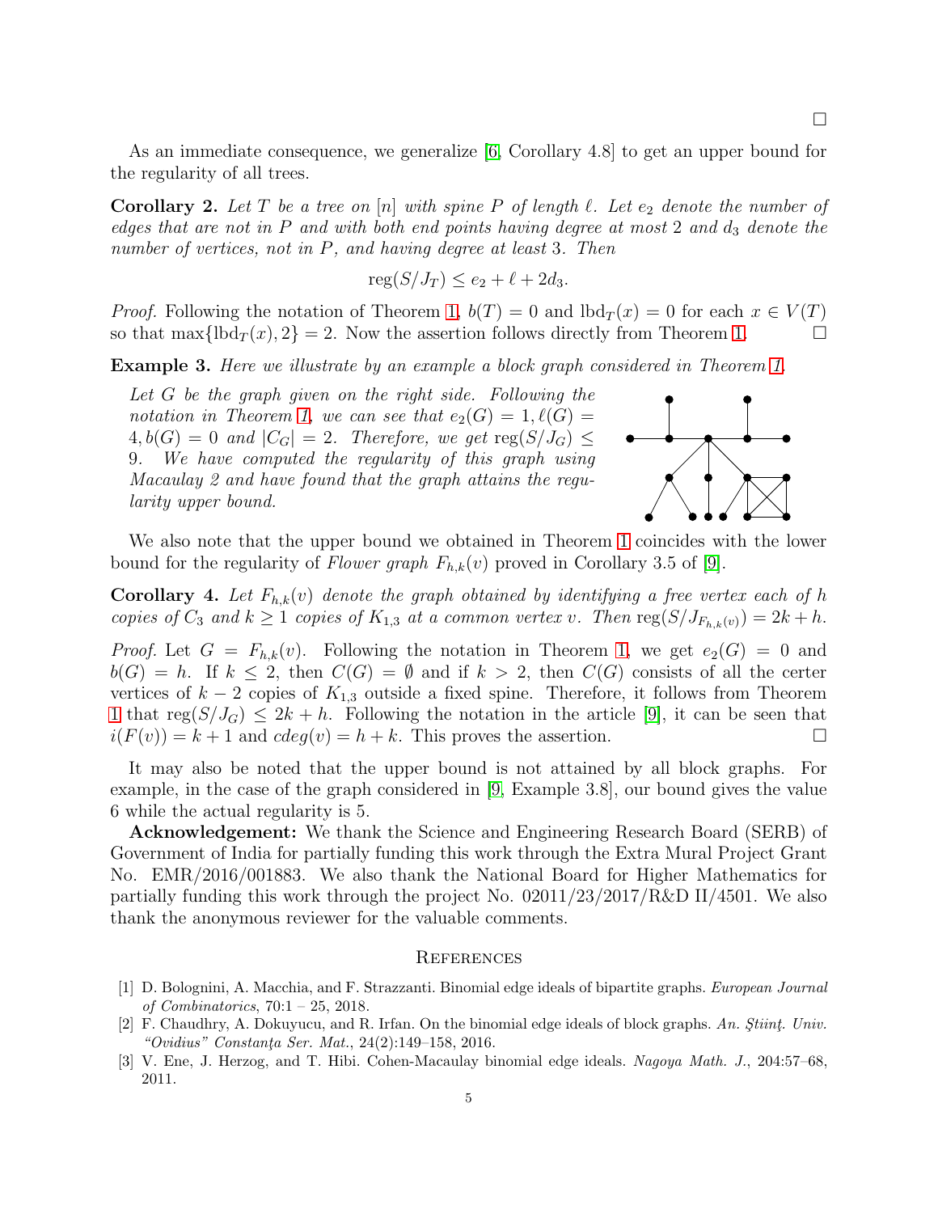□

As an immediate consequence, we generalize [6, Corollary 4.8] to get an upper bound for the regularity of all trees.

**Corollary 2.** *Let $T$ be a tree on $[n]$ with spine $P$ of length $\ell$. Let $e_2$ denote the number of edges that are not in $P$ and with both end points having degree at most 2 and $d_3$ denote the number of vertices, not in $P$, and having degree at least 3. Then*

$$\operatorname{reg}(S/J_T) \leq e_2 + \ell + 2d_3.$$

*Proof.* Following the notation of Theorem 1, $b(T) = 0$ and $\operatorname{lbd}_T(x) = 0$ for each $x \in V(T)$ so that $\max\{\operatorname{lbd}_T(x), 2\} = 2$. Now the assertion follows directly from Theorem 1. □

**Example 3.** *Here we illustrate by an example a block graph considered in Theorem 1.*

*Let $G$ be the graph given on the right side. Following the notation in Theorem 1, we can see that $e_2(G) = 1, \ell(G) = 4, b(G) = 0$ and $|C_G| = 2$. Therefore, we get $\operatorname{reg}(S/J_G) \leq 9$. We have computed the regularity of this graph using Macaulay 2 and have found that the graph attains the regularity upper bound.*

We also note that the upper bound we obtained in Theorem 1 coincides with the lower bound for the regularity of *Flower graph* $F_{h,k}(v)$ proved in Corollary 3.5 of [9].

**Corollary 4.** *Let $F_{h,k}(v)$ denote the graph obtained by identifying a free vertex each of $h$ copies of $C_3$ and $k \geq 1$ copies of $K_{1,3}$ at a common vertex $v$. Then $\operatorname{reg}(S/J_{F_{h,k}(v)}) = 2k + h$.*

*Proof.* Let $G = F_{h,k}(v)$. Following the notation in Theorem 1, we get $e_2(G) = 0$ and $b(G) = h$. If $k \leq 2$, then $C(G) = \emptyset$ and if $k > 2$, then $C(G)$ consists of all the certer vertices of $k - 2$ copies of $K_{1,3}$ outside a fixed spine. Therefore, it follows from Theorem 1 that $\operatorname{reg}(S/J_G) \leq 2k + h$. Following the notation in the article [9], it can be seen that $i(F(v)) = k + 1$ and $cdeg(v) = h + k$. This proves the assertion. □

It may also be noted that the upper bound is not attained by all block graphs. For example, in the case of the graph considered in [9, Example 3.8], our bound gives the value 6 while the actual regularity is 5.

**Acknowledgement:** We thank the Science and Engineering Research Board (SERB) of Government of India for partially funding this work through the Extra Mural Project Grant No. EMR/2016/001883. We also thank the National Board for Higher Mathematics for partially funding this work through the project No. 02011/23/2017/R&D II/4501. We also thank the anonymous reviewer for the valuable comments.

## References

[1] D. Bolognini, A. Macchia, and F. Strazzanti. Binomial edge ideals of bipartite graphs. *European Journal of Combinatorics*, 70:1 – 25, 2018.

[2] F. Chaudhry, A. Dokuyucu, and R. Irfan. On the binomial edge ideals of block graphs. *An. Ştiinţ. Univ. "Ovidius" Constanţa Ser. Mat.*, 24(2):149–158, 2016.

[3] V. Ene, J. Herzog, and T. Hibi. Cohen-Macaulay binomial edge ideals. *Nagoya Math. J.*, 204:57–68, 2011.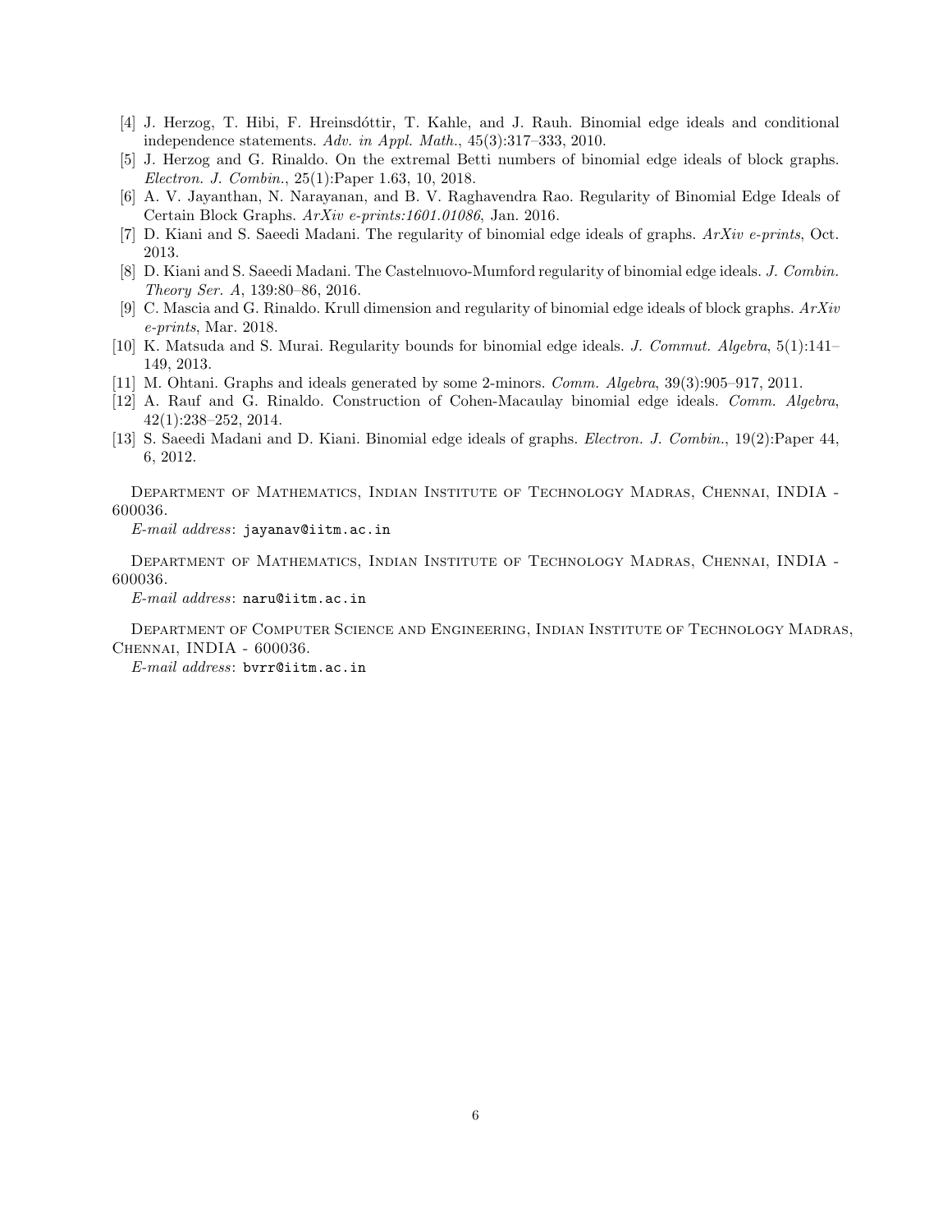[4] J. Herzog, T. Hibi, F. Hreinsdóttir, T. Kahle, and J. Rauh. Binomial edge ideals and conditional independence statements. *Adv. in Appl. Math.*, 45(3):317–333, 2010.

[5] J. Herzog and G. Rinaldo. On the extremal Betti numbers of binomial edge ideals of block graphs. *Electron. J. Combin.*, 25(1):Paper 1.63, 10, 2018.

[6] A. V. Jayanthan, N. Narayanan, and B. V. Raghavendra Rao. Regularity of Binomial Edge Ideals of Certain Block Graphs. *ArXiv e-prints:1601.01086*, Jan. 2016.

[7] D. Kiani and S. Saeedi Madani. The regularity of binomial edge ideals of graphs. *ArXiv e-prints*, Oct. 2013.

[8] D. Kiani and S. Saeedi Madani. The Castelnuovo-Mumford regularity of binomial edge ideals. *J. Combin. Theory Ser. A*, 139:80–86, 2016.

[9] C. Mascia and G. Rinaldo. Krull dimension and regularity of binomial edge ideals of block graphs. *ArXiv e-prints*, Mar. 2018.

[10] K. Matsuda and S. Murai. Regularity bounds for binomial edge ideals. *J. Commut. Algebra*, 5(1):141–149, 2013.

[11] M. Ohtani. Graphs and ideals generated by some 2-minors. *Comm. Algebra*, 39(3):905–917, 2011.

[12] A. Rauf and G. Rinaldo. Construction of Cohen-Macaulay binomial edge ideals. *Comm. Algebra*, 42(1):238–252, 2014.

[13] S. Saeedi Madani and D. Kiani. Binomial edge ideals of graphs. *Electron. J. Combin.*, 19(2):Paper 44, 6, 2012.

Department of Mathematics, Indian Institute of Technology Madras, Chennai, INDIA - 600036.

*E-mail address*: `jayanav@iitm.ac.in`

Department of Mathematics, Indian Institute of Technology Madras, Chennai, INDIA - 600036.

*E-mail address*: `naru@iitm.ac.in`

Department of Computer Science and Engineering, Indian Institute of Technology Madras, Chennai, INDIA - 600036.

*E-mail address*: `bvrr@iitm.ac.in`